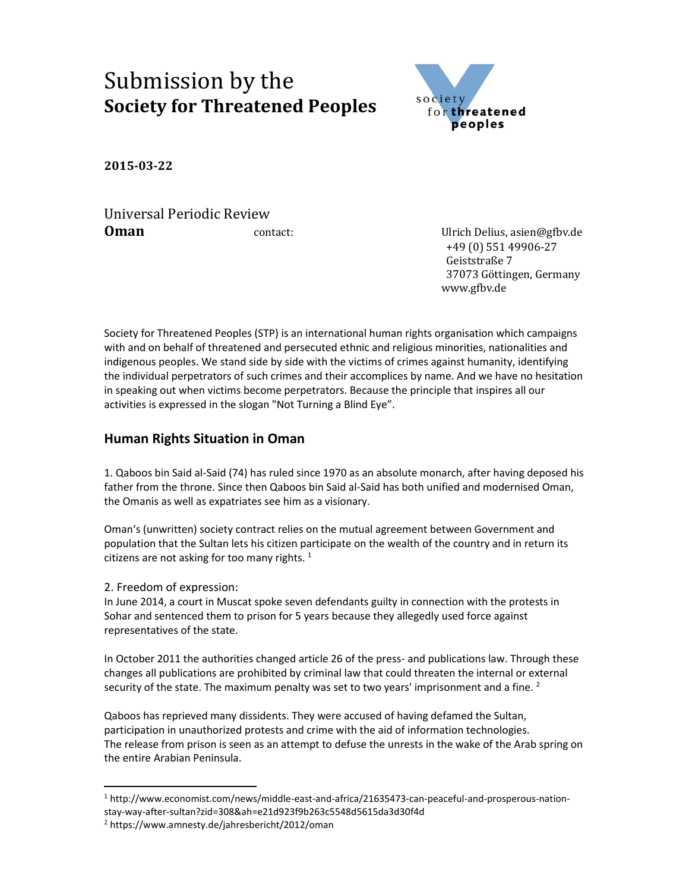# Submission by the **Society for Threatened Peoples**

**2015-03-22**

Universal Periodic Review
**Oman**

contact: Ulrich Delius, asien@gfbv.de
+49 (0) 551 49906-27
Geiststraße 7
37073 Göttingen, Germany
www.gfbv.de

Society for Threatened Peoples (STP) is an international human rights organisation which campaigns with and on behalf of threatened and persecuted ethnic and religious minorities, nationalities and indigenous peoples. We stand side by side with the victims of crimes against humanity, identifying the individual perpetrators of such crimes and their accomplices by name. And we have no hesitation in speaking out when victims become perpetrators. Because the principle that inspires all our activities is expressed in the slogan "Not Turning a Blind Eye".

## Human Rights Situation in Oman

1. Qaboos bin Said al-Said (74) has ruled since 1970 as an absolute monarch, after having deposed his father from the throne. Since then Qaboos bin Said al-Said has both unified and modernised Oman, the Omanis as well as expatriates see him as a visionary.

Oman's (unwritten) society contract relies on the mutual agreement between Government and population that the Sultan lets his citizen participate on the wealth of the country and in return its citizens are not asking for too many rights. [1]

2. Freedom of expression:
In June 2014, a court in Muscat spoke seven defendants guilty in connection with the protests in Sohar and sentenced them to prison for 5 years because they allegedly used force against representatives of the state.

In October 2011 the authorities changed article 26 of the press- and publications law. Through these changes all publications are prohibited by criminal law that could threaten the internal or external security of the state. The maximum penalty was set to two years' imprisonment and a fine. [2]

Qaboos has reprieved many dissidents. They were accused of having defamed the Sultan, participation in unauthorized protests and crime with the aid of information technologies.
The release from prison is seen as an attempt to defuse the unrests in the wake of the Arab spring on the entire Arabian Peninsula.

---

[1] http://www.economist.com/news/middle-east-and-africa/21635473-can-peaceful-and-prosperous-nation-stay-way-after-sultan?zid=308&ah=e21d923f9b263c5548d5615da3d30f4d

[2] https://www.amnesty.de/jahresbericht/2012/oman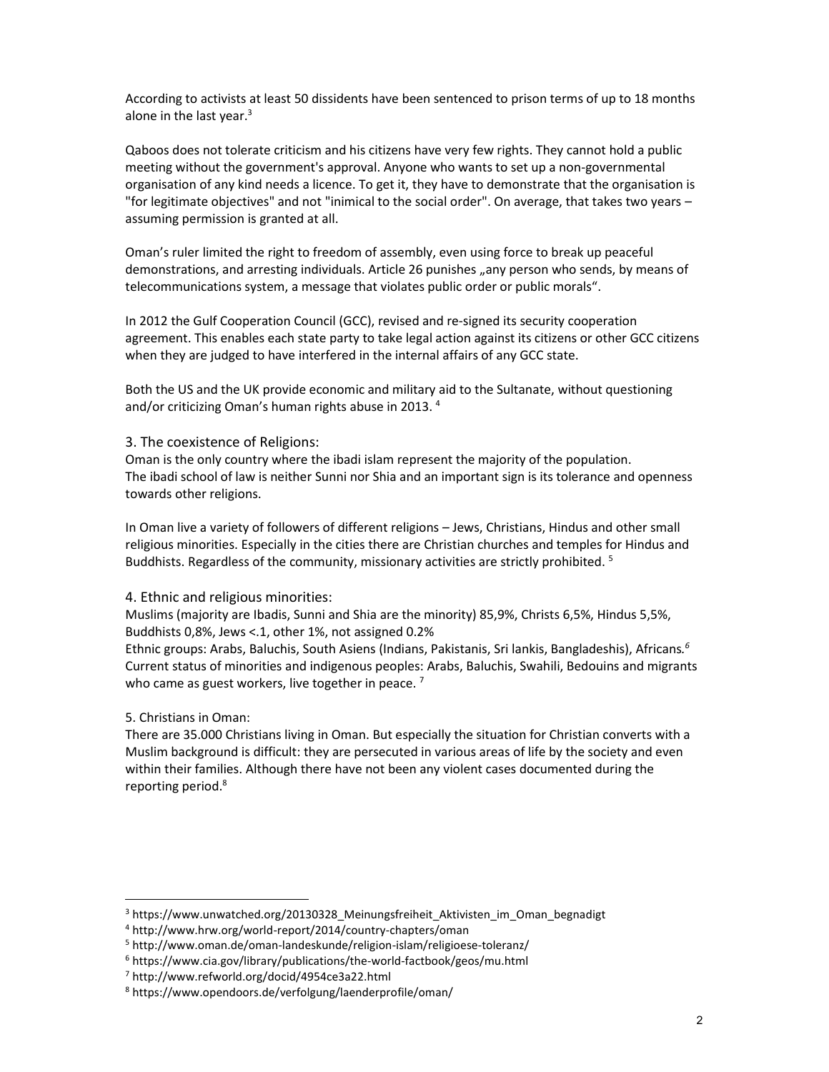According to activists at least 50 dissidents have been sentenced to prison terms of up to 18 months alone in the last year.[3]

Qaboos does not tolerate criticism and his citizens have very few rights. They cannot hold a public meeting without the government's approval. Anyone who wants to set up a non-governmental organisation of any kind needs a licence. To get it, they have to demonstrate that the organisation is "for legitimate objectives" and not "inimical to the social order". On average, that takes two years – assuming permission is granted at all.

Oman's ruler limited the right to freedom of assembly, even using force to break up peaceful demonstrations, and arresting individuals. Article 26 punishes „any person who sends, by means of telecommunications system, a message that violates public order or public morals".

In 2012 the Gulf Cooperation Council (GCC), revised and re-signed its security cooperation agreement. This enables each state party to take legal action against its citizens or other GCC citizens when they are judged to have interfered in the internal affairs of any GCC state.

Both the US and the UK provide economic and military aid to the Sultanate, without questioning and/or criticizing Oman's human rights abuse in 2013. [4]

## 3. The coexistence of Religions:

Oman is the only country where the ibadi islam represent the majority of the population. The ibadi school of law is neither Sunni nor Shia and an important sign is its tolerance and openness towards other religions.

In Oman live a variety of followers of different religions – Jews, Christians, Hindus and other small religious minorities. Especially in the cities there are Christian churches and temples for Hindus and Buddhists. Regardless of the community, missionary activities are strictly prohibited. [5]

## 4. Ethnic and religious minorities:

Muslims (majority are Ibadis, Sunni and Shia are the minority) 85,9%, Christs 6,5%, Hindus 5,5%, Buddhists 0,8%, Jews <.1, other 1%, not assigned 0.2%

Ethnic groups: Arabs, Baluchis, South Asiens (Indians, Pakistanis, Sri lankis, Bangladeshis), Africans.[6]

Current status of minorities and indigenous peoples: Arabs, Baluchis, Swahili, Bedouins and migrants who came as guest workers, live together in peace. [7]

## 5. Christians in Oman:

There are 35.000 Christians living in Oman. But especially the situation for Christian converts with a Muslim background is difficult: they are persecuted in various areas of life by the society and even within their families. Although there have not been any violent cases documented during the reporting period.[8]

---

[3] https://www.unwatched.org/20130328_Meinungsfreiheit_Aktivisten_im_Oman_begnadigt

[4] http://www.hrw.org/world-report/2014/country-chapters/oman

[5] http://www.oman.de/oman-landeskunde/religion-islam/religioese-toleranz/

[6] https://www.cia.gov/library/publications/the-world-factbook/geos/mu.html

[7] http://www.refworld.org/docid/4954ce3a22.html

[8] https://www.opendoors.de/verfolgung/laenderprofile/oman/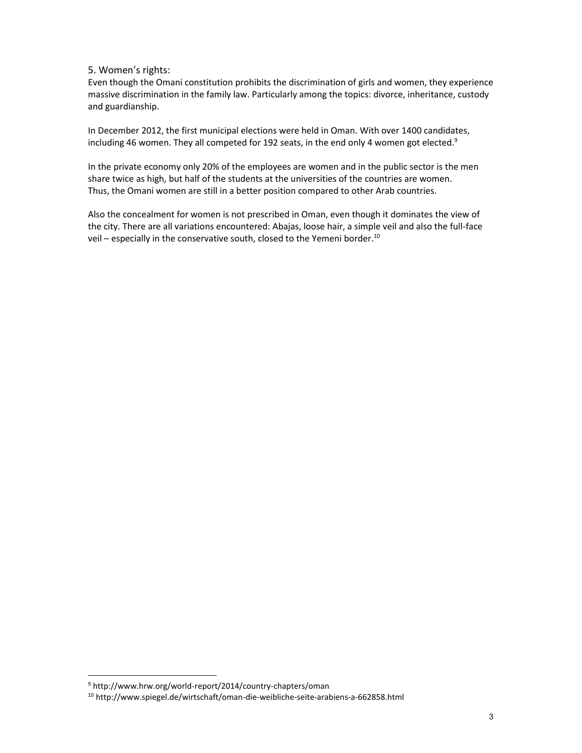## 5. Women's rights:

Even though the Omani constitution prohibits the discrimination of girls and women, they experience massive discrimination in the family law. Particularly among the topics: divorce, inheritance, custody and guardianship.

In December 2012, the first municipal elections were held in Oman. With over 1400 candidates, including 46 women. They all competed for 192 seats, in the end only 4 women got elected.[9]

In the private economy only 20% of the employees are women and in the public sector is the men share twice as high, but half of the students at the universities of the countries are women. Thus, the Omani women are still in a better position compared to other Arab countries.

Also the concealment for women is not prescribed in Oman, even though it dominates the view of the city. There are all variations encountered: Abajas, loose hair, a simple veil and also the full-face veil – especially in the conservative south, closed to the Yemeni border.[10]

---

[9] http://www.hrw.org/world-report/2014/country-chapters/oman

[10] http://www.spiegel.de/wirtschaft/oman-die-weibliche-seite-arabiens-a-662858.html